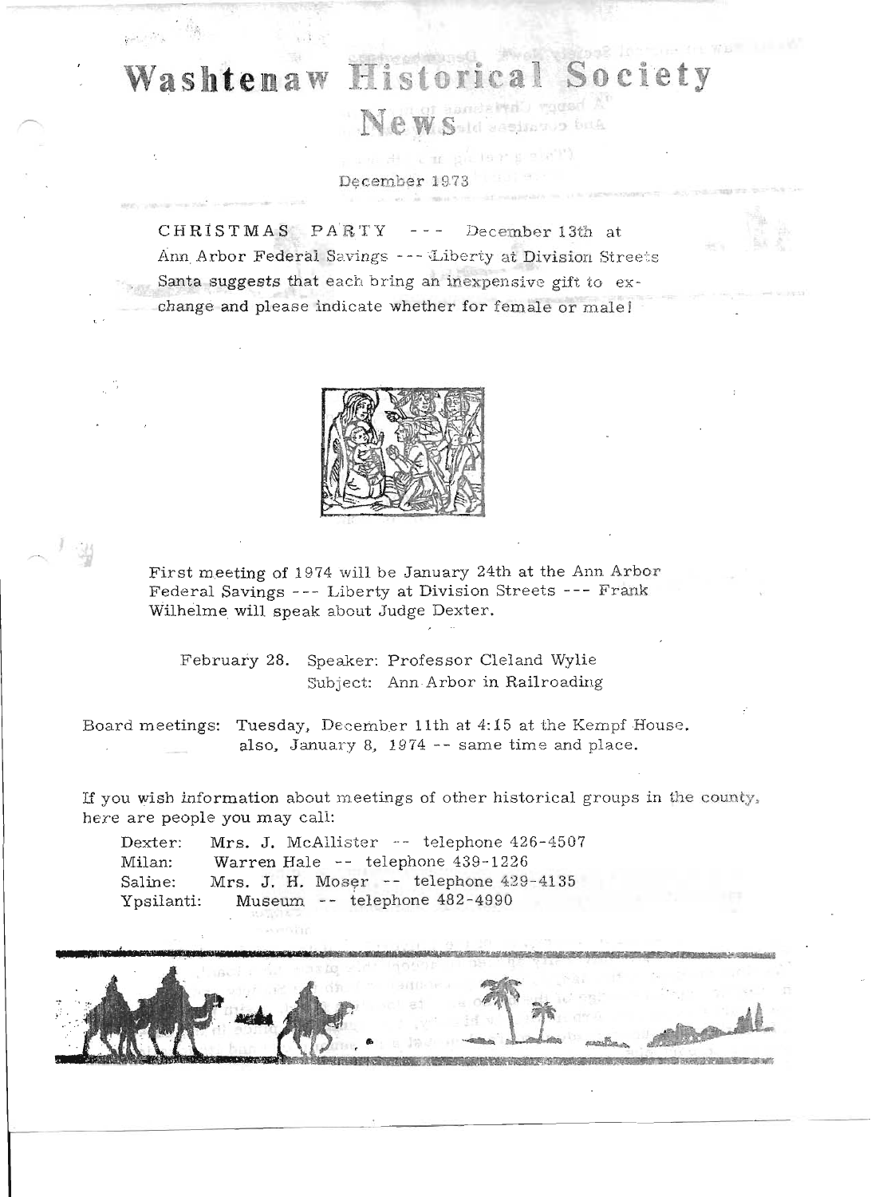# Washtenaw Historical Society News

December 1973

CHRISTMAS PARTY --- December 13th at Ann Arbor Federal Savings --- Liberty at Division Streets Santa suggests that each bring an inexpensive gift to exchange and please indicate whether for female or male!

First meeting of 1974 will be January 24th at the Ann Arbor Federal Savings --- Liberty at Division Streets --- Frank Wilhelme will speak about Judge Dexter.

February 28. Speaker: Professor Cleland Wylie
Subject: Ann Arbor in Railroading

Board meetings: Tuesday, December 11th at 4:15 at the Kempf House.
also, January 8, 1974 -- same time and place.

If you wish information about meetings of other historical groups in the county, here are people you may call:

Dexter: Mrs. J. McAllister -- telephone 426-4507
Milan: Warren Hale -- telephone 439-1226
Saline: Mrs. J. H. Moser -- telephone 429-4135
Ypsilanti: Museum -- telephone 482-4990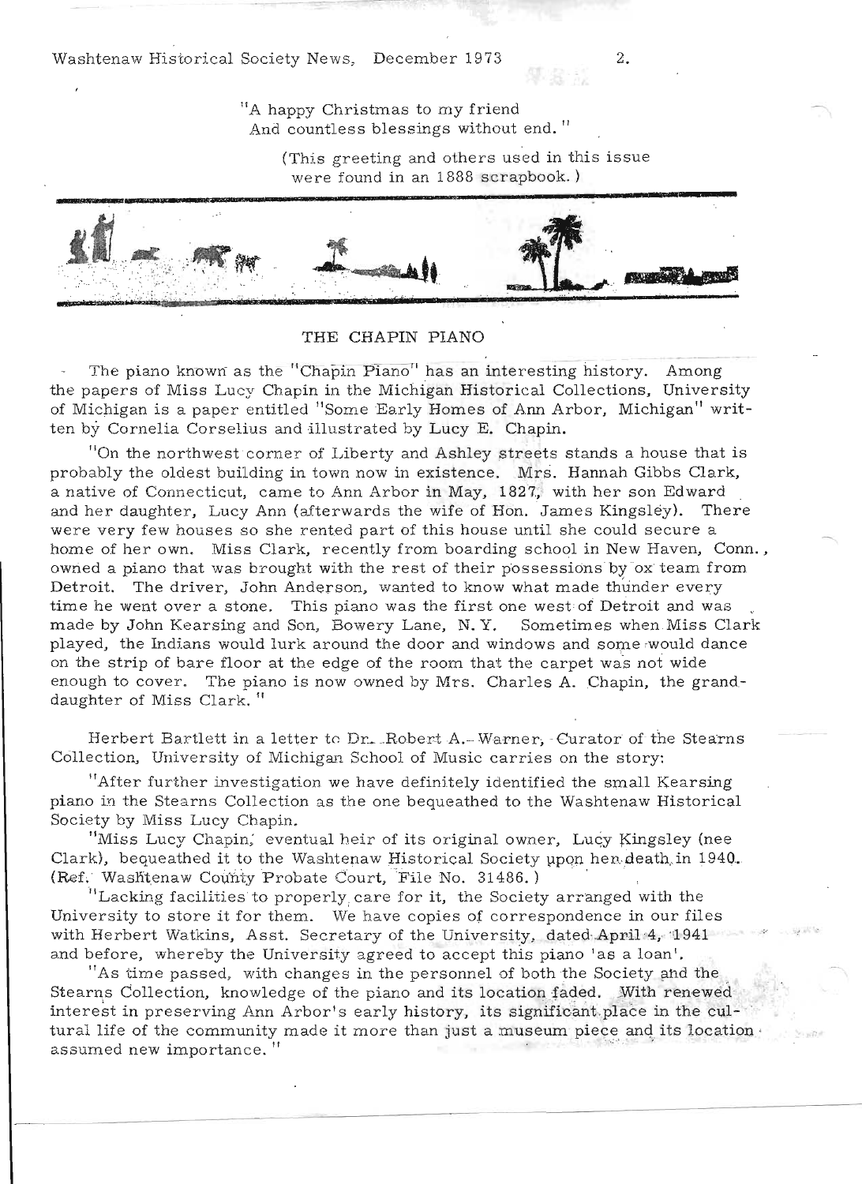"A happy Christmas to my friend
And countless blessings without end."

(This greeting and others used in this issue were found in an 1888 scrapbook.)

## THE CHAPIN PIANO

The piano known as the "Chapin Piano" has an interesting history. Among the papers of Miss Lucy Chapin in the Michigan Historical Collections, University of Michigan is a paper entitled "Some Early Homes of Ann Arbor, Michigan" written by Cornelia Corselius and illustrated by Lucy E. Chapin.

"On the northwest corner of Liberty and Ashley streets stands a house that is probably the oldest building in town now in existence. Mrs. Hannah Gibbs Clark, a native of Connecticut, came to Ann Arbor in May, 1827, with her son Edward and her daughter, Lucy Ann (afterwards the wife of Hon. James Kingsley). There were very few houses so she rented part of this house until she could secure a home of her own. Miss Clark, recently from boarding school in New Haven, Conn., owned a piano that was brought with the rest of their possessions by ox team from Detroit. The driver, John Anderson, wanted to know what made thunder every time he went over a stone. This piano was the first one west of Detroit and was made by John Kearsing and Son, Bowery Lane, N.Y. Sometimes when Miss Clark played, the Indians would lurk around the door and windows and some would dance on the strip of bare floor at the edge of the room that the carpet was not wide enough to cover. The piano is now owned by Mrs. Charles A. Chapin, the granddaughter of Miss Clark."

Herbert Bartlett in a letter to Dr. Robert A. Warner, Curator of the Stearns Collection, University of Michigan School of Music carries on the story:

"After further investigation we have definitely identified the small Kearsing piano in the Stearns Collection as the one bequeathed to the Washtenaw Historical Society by Miss Lucy Chapin.

"Miss Lucy Chapin, eventual heir of its original owner, Lucy Kingsley (nee Clark), bequeathed it to the Washtenaw Historical Society upon her death in 1940. (Ref. Washtenaw County Probate Court, File No. 31486.)

"Lacking facilities to properly care for it, the Society arranged with the University to store it for them. We have copies of correspondence in our files with Herbert Watkins, Asst. Secretary of the University, dated April 4, 1941 and before, whereby the University agreed to accept this piano 'as a loan'.

"As time passed, with changes in the personnel of both the Society and the Stearns Collection, knowledge of the piano and its location faded. With renewed interest in preserving Ann Arbor's early history, its significant place in the cultural life of the community made it more than just a museum piece and its location assumed new importance."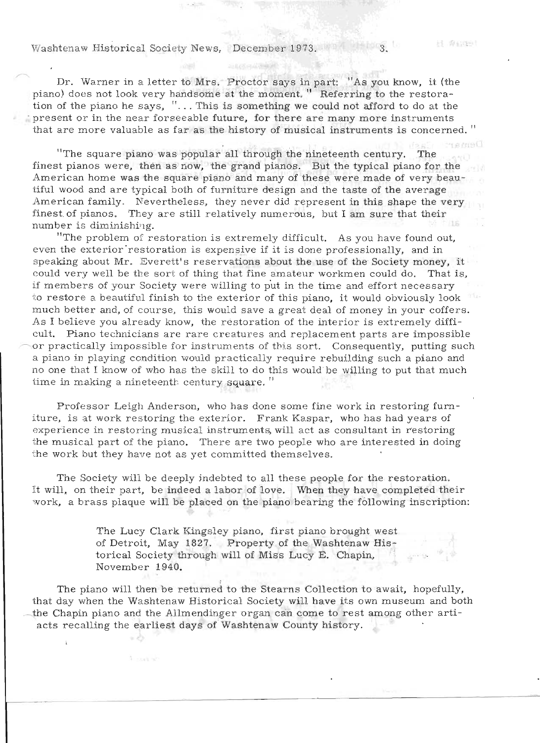Dr. Warner in a letter to Mrs. Proctor says in part: "As you know, it (the piano) does not look very handsome at the moment." Referring to the restoration of the piano he says, "... This is something we could not afford to do at the present or in the near forseeable future, for there are many more instruments that are more valuable as far as the history of musical instruments is concerned."

"The square piano was popular all through the nineteenth century. The finest pianos were, then as now, the grand pianos. But the typical piano for the American home was the square piano and many of these were made of very beautiful wood and are typical both of furniture design and the taste of the average American family. Nevertheless, they never did represent in this shape the very finest of pianos. They are still relatively numerous, but I am sure that their number is diminishing.

"The problem of restoration is extremely difficult. As you have found out, even the exterior restoration is expensive if it is done professionally, and in speaking about Mr. Everett's reservations about the use of the Society money, it could very well be the sort of thing that fine amateur workmen could do. That is, if members of your Society were willing to put in the time and effort necessary to restore a beautiful finish to the exterior of this piano, it would obviously look much better and, of course, this would save a great deal of money in your coffers. As I believe you already know, the restoration of the interior is extremely difficult. Piano technicians are rare creatures and replacement parts are impossible or practically impossible for instruments of this sort. Consequently, putting such a piano in playing condition would practically require rebuilding such a piano and no one that I know of who has the skill to do this would be willing to put that much time in making a nineteenth century square."

Professor Leigh Anderson, who has done some fine work in restoring furniture, is at work restoring the exterior. Frank Kaspar, who has had years of experience in restoring musical instruments, will act as consultant in restoring the musical part of the piano. There are two people who are interested in doing the work but they have not as yet committed themselves.

The Society will be deeply indebted to all these people for the restoration. It will, on their part, be indeed a labor of love. When they have completed their work, a brass plaque will be placed on the piano bearing the following inscription:

> The Lucy Clark Kingsley piano, first piano brought west of Detroit, May 1827. Property of the Washtenaw Historical Society through will of Miss Lucy E. Chapin, November 1940.

The piano will then be returned to the Stearns Collection to await, hopefully, that day when the Washtenaw Historical Society will have its own museum and both the Chapin piano and the Allmendinger organ can come to rest among other artiacts recalling the earliest days of Washtenaw County history.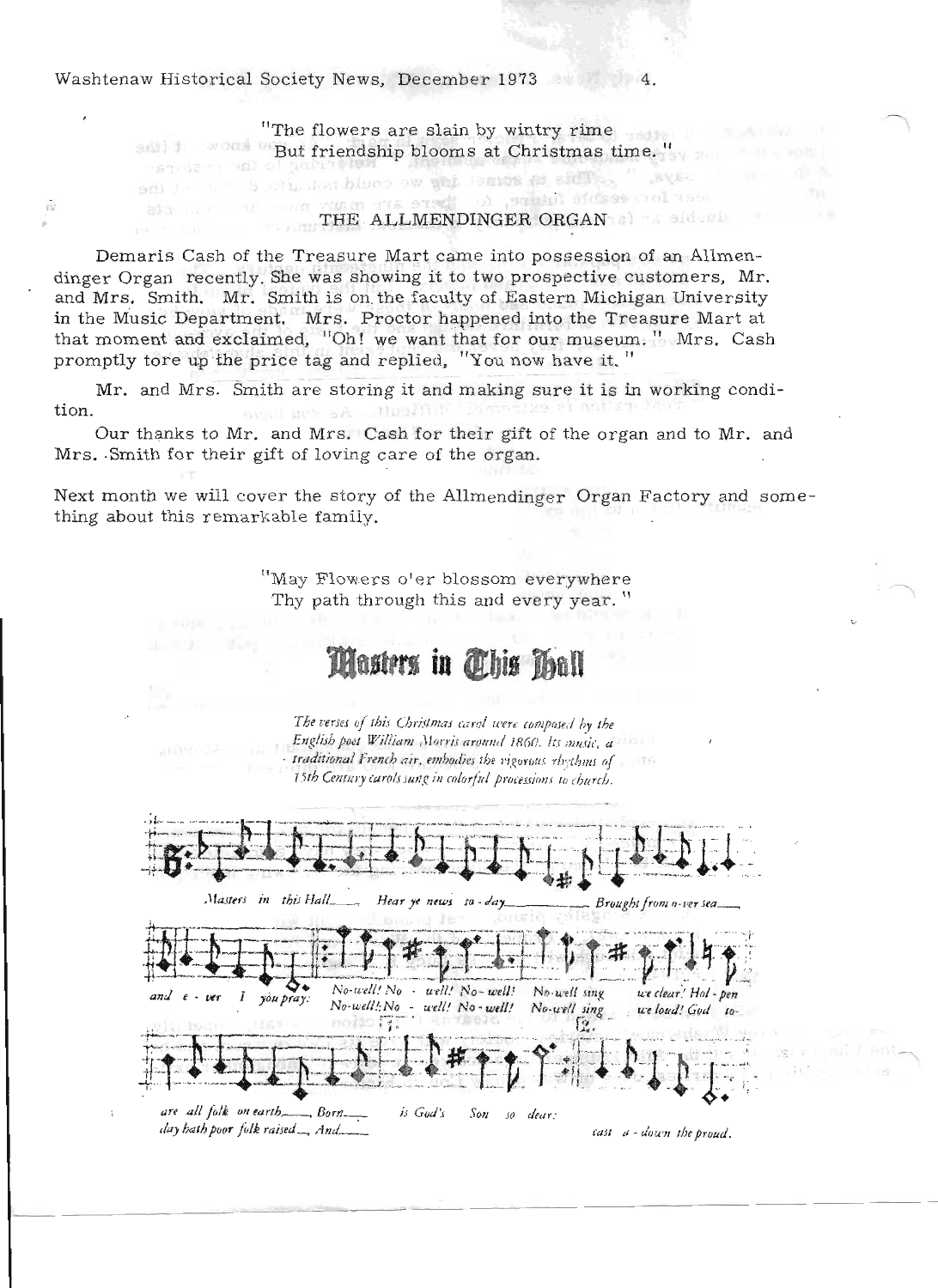"The flowers are slain by wintry rime
But friendship blooms at Christmas time."

## THE ALLMENDINGER ORGAN

Demaris Cash of the Treasure Mart came into possession of an Allmendinger Organ recently. She was showing it to two prospective customers, Mr. and Mrs. Smith. Mr. Smith is on the faculty of Eastern Michigan University in the Music Department. Mrs. Proctor happened into the Treasure Mart at that moment and exclaimed, "Oh! we want that for our museum." Mrs. Cash promptly tore up the price tag and replied, "You now have it."

Mr. and Mrs. Smith are storing it and making sure it is in working condition.

Our thanks to Mr. and Mrs. Cash for their gift of the organ and to Mr. and Mrs. Smith for their gift of loving care of the organ.

Next month we will cover the story of the Allmendinger Organ Factory and something about this remarkable family.

"May Flowers o'er blossom everywhere
Thy path through this and every year."

## Masters in This Hall

*The verses of this Christmas carol were composed by the English poet William Morris around 1860. Its music, a traditional French air, embodies the vigorous rhythms of 15th Century carols sung in colorful processions to church.*

*Masters in this Hall, Hear ye news to-day Brought from o-ver sea, and e-ver I you pray:*

*No-well! No-well! No-well! No-well sing we clear! Hol-pen are all folk on earth, Born is God's Son so dear:*

*No-well! No-well! No-well! No-well sing we loud! God to-day hath poor folk raised, And cast a-down the proud.*